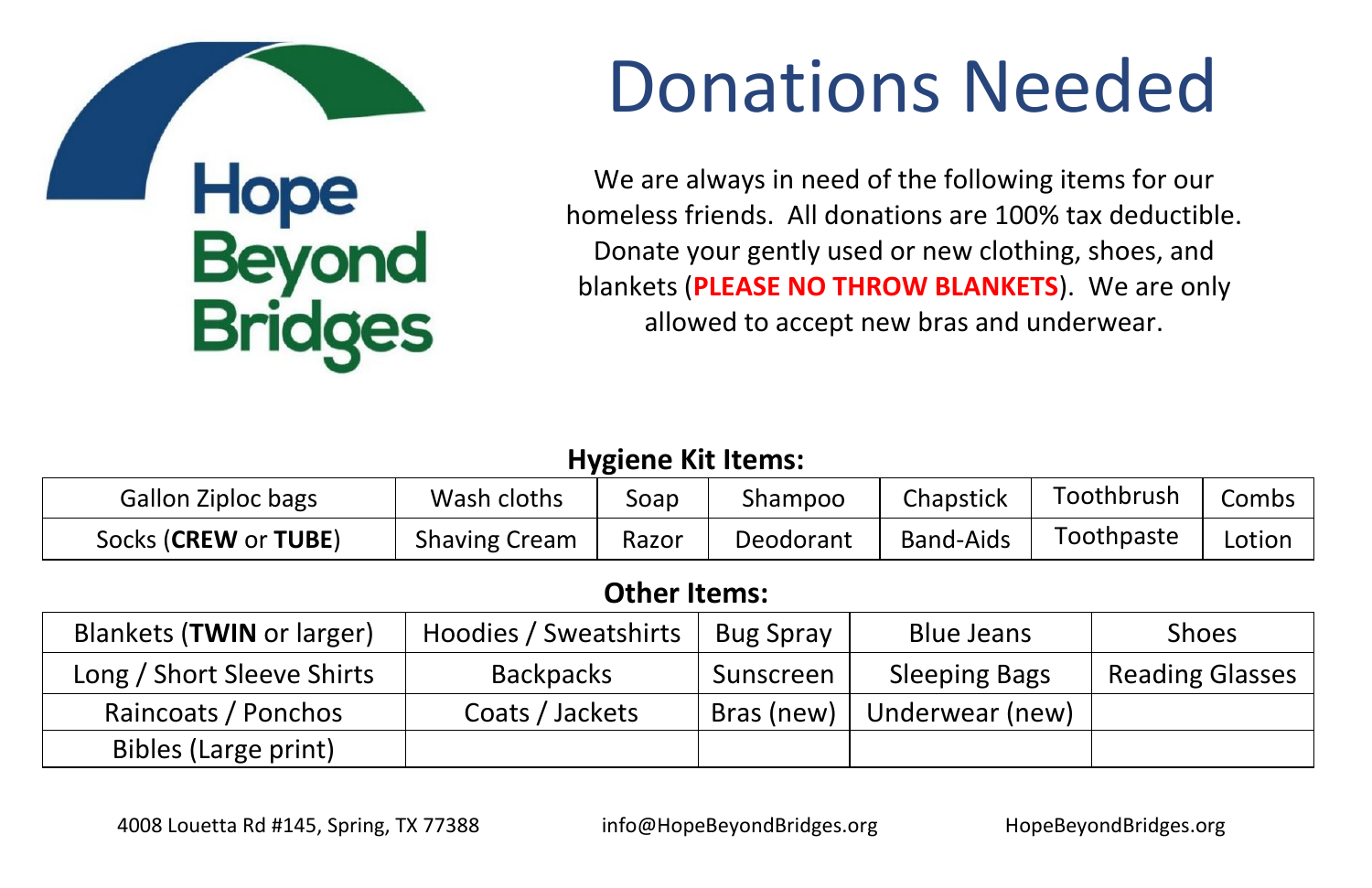Hope Beyond Bridges

# Donations Needed

We are always in need of the following items for our homeless friends. All donations are 100% tax deductible. Donate your gently used or new clothing, shoes, and blankets (**PLEASE NO THROW BLANKETS**). We are only allowed to accept new bras and underwear.

## Hygiene Kit Items:

| | | | | | | |
|---|---|---|---|---|---|---|
| Gallon Ziploc bags | Wash cloths | Soap | Shampoo | Chapstick | Toothbrush | Combs |
| Socks (**CREW** or **TUBE**) | Shaving Cream | Razor | Deodorant | Band-Aids | Toothpaste | Lotion |

## Other Items:

| | | | | |
|---|---|---|---|---|
| Blankets (**TWIN** or larger) | Hoodies / Sweatshirts | Bug Spray | Blue Jeans | Shoes |
| Long / Short Sleeve Shirts | Backpacks | Sunscreen | Sleeping Bags | Reading Glasses |
| Raincoats / Ponchos | Coats / Jackets | Bras (new) | Underwear (new) | |
| Bibles (Large print) | | | | |

4008 Louetta Rd #145, Spring, TX 77388    info@HopeBeyondBridges.org    HopeBeyondBridges.org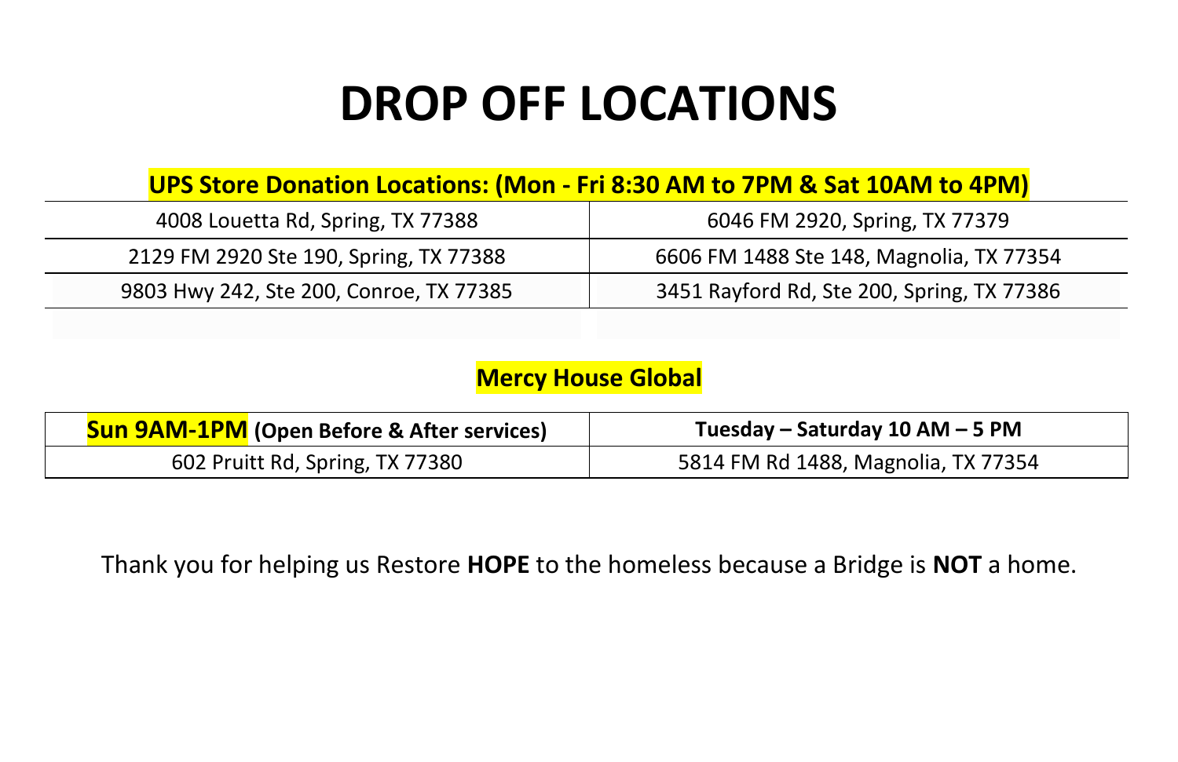# DROP OFF LOCATIONS

## UPS Store Donation Locations: (Mon - Fri 8:30 AM to 7PM & Sat 10AM to 4PM)

| | |
|---|---|
| 4008 Louetta Rd, Spring, TX 77388 | 6046 FM 2920, Spring, TX 77379 |
| 2129 FM 2920 Ste 190, Spring, TX 77388 | 6606 FM 1488 Ste 148, Magnolia, TX 77354 |
| 9803 Hwy 242, Ste 200, Conroe, TX 77385 | 3451 Rayford Rd, Ste 200, Spring, TX 77386 |

## Mercy House Global

| **Sun 9AM-1PM (Open Before & After services)** | **Tuesday – Saturday 10 AM – 5 PM** |
|---|---|
| 602 Pruitt Rd, Spring, TX 77380 | 5814 FM Rd 1488, Magnolia, TX 77354 |

Thank you for helping us Restore **HOPE** to the homeless because a Bridge is **NOT** a home.